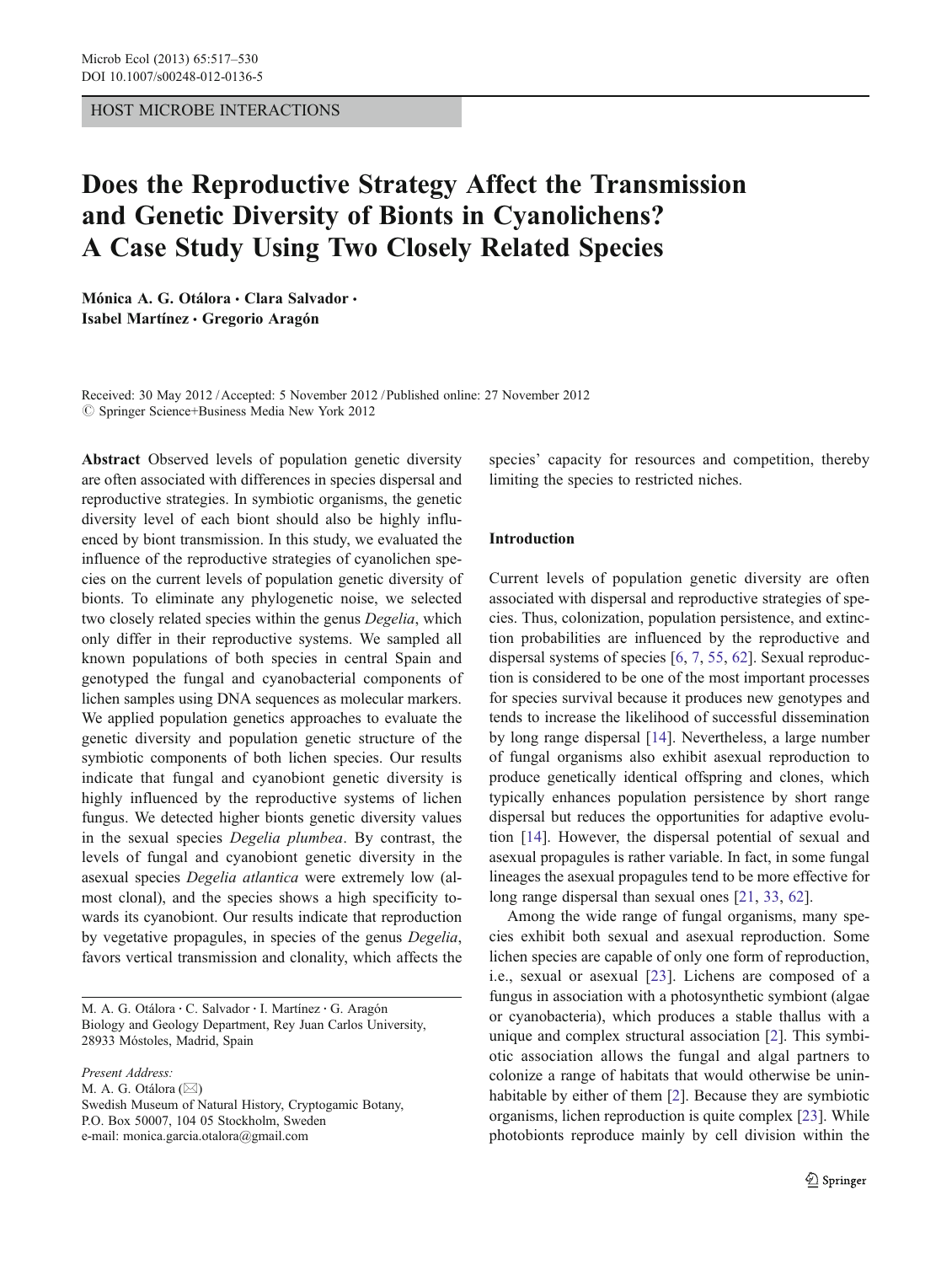HOST MICROBE INTERACTIONS

# Does the Reproductive Strategy Affect the Transmission and Genetic Diversity of Bionts in Cyanolichens? A Case Study Using Two Closely Related Species

**Mónica A. G. Otálora · Clara Salvador · Isabel Martínez · Gregorio Aragón**

Received: 30 May 2012 / Accepted: 5 November 2012 / Published online: 27 November 2012
© Springer Science+Business Media New York 2012

**Abstract** Observed levels of population genetic diversity are often associated with differences in species dispersal and reproductive strategies. In symbiotic organisms, the genetic diversity level of each biont should also be highly influenced by biont transmission. In this study, we evaluated the influence of the reproductive strategies of cyanolichen species on the current levels of population genetic diversity of bionts. To eliminate any phylogenetic noise, we selected two closely related species within the genus *Degelia*, which only differ in their reproductive systems. We sampled all known populations of both species in central Spain and genotyped the fungal and cyanobacterial components of lichen samples using DNA sequences as molecular markers. We applied population genetics approaches to evaluate the genetic diversity and population genetic structure of the symbiotic components of both lichen species. Our results indicate that fungal and cyanobiont genetic diversity is highly influenced by the reproductive systems of lichen fungus. We detected higher bionts genetic diversity values in the sexual species *Degelia plumbea*. By contrast, the levels of fungal and cyanobiont genetic diversity in the asexual species *Degelia atlantica* were extremely low (almost clonal), and the species shows a high specificity towards its cyanobiont. Our results indicate that reproduction by vegetative propagules, in species of the genus *Degelia*, favors vertical transmission and clonality, which affects the species' capacity for resources and competition, thereby limiting the species to restricted niches.

M. A. G. Otálora · C. Salvador · I. Martínez · G. Aragón
Biology and Geology Department, Rey Juan Carlos University, 28933 Móstoles, Madrid, Spain

*Present Address:*
M. A. G. Otálora (✉)
Swedish Museum of Natural History, Cryptogamic Botany, P.O. Box 50007, 104 05 Stockholm, Sweden
e-mail: monica.garcia.otalora@gmail.com

## Introduction

Current levels of population genetic diversity are often associated with dispersal and reproductive strategies of species. Thus, colonization, population persistence, and extinction probabilities are influenced by the reproductive and dispersal systems of species [6, 7, 55, 62]. Sexual reproduction is considered to be one of the most important processes for species survival because it produces new genotypes and tends to increase the likelihood of successful dissemination by long range dispersal [14]. Nevertheless, a large number of fungal organisms also exhibit asexual reproduction to produce genetically identical offspring and clones, which typically enhances population persistence by short range dispersal but reduces the opportunities for adaptive evolution [14]. However, the dispersal potential of sexual and asexual propagules is rather variable. In fact, in some fungal lineages the asexual propagules tend to be more effective for long range dispersal than sexual ones [21, 33, 62].

Among the wide range of fungal organisms, many species exhibit both sexual and asexual reproduction. Some lichen species are capable of only one form of reproduction, i.e., sexual or asexual [23]. Lichens are composed of a fungus in association with a photosynthetic symbiont (algae or cyanobacteria), which produces a stable thallus with a unique and complex structural association [2]. This symbiotic association allows the fungal and algal partners to colonize a range of habitats that would otherwise be uninhabitable by either of them [2]. Because they are symbiotic organisms, lichen reproduction is quite complex [23]. While photobionts reproduce mainly by cell division within the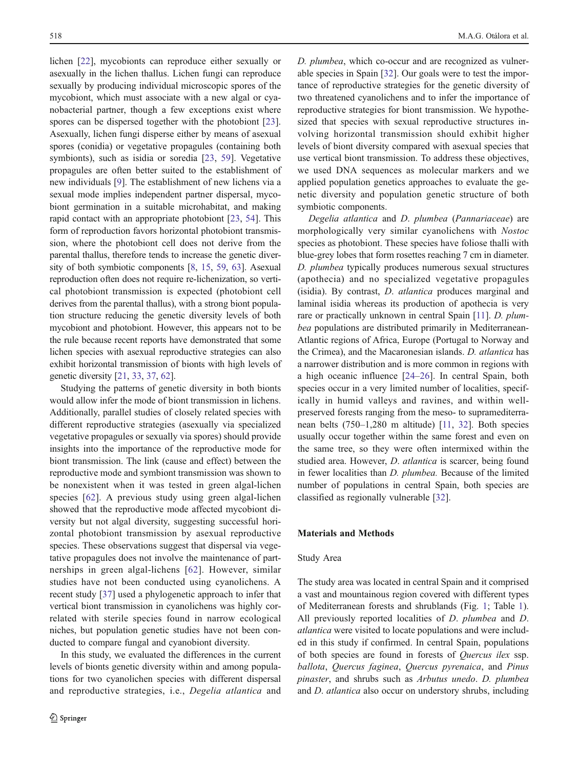lichen [22], mycobionts can reproduce either sexually or asexually in the lichen thallus. Lichen fungi can reproduce sexually by producing individual microscopic spores of the mycobiont, which must associate with a new algal or cyanobacterial partner, though a few exceptions exist where spores can be dispersed together with the photobiont [23]. Asexually, lichen fungi disperse either by means of asexual spores (conidia) or vegetative propagules (containing both symbionts), such as isidia or soredia [23, 59]. Vegetative propagules are often better suited to the establishment of new individuals [9]. The establishment of new lichens via a sexual mode implies independent partner dispersal, mycobiont germination in a suitable microhabitat, and making rapid contact with an appropriate photobiont [23, 54]. This form of reproduction favors horizontal photobiont transmission, where the photobiont cell does not derive from the parental thallus, therefore tends to increase the genetic diversity of both symbiotic components [8, 15, 59, 63]. Asexual reproduction often does not require re-lichenization, so vertical photobiont transmission is expected (photobiont cell derives from the parental thallus), with a strong biont population structure reducing the genetic diversity levels of both mycobiont and photobiont. However, this appears not to be the rule because recent reports have demonstrated that some lichen species with asexual reproductive strategies can also exhibit horizontal transmission of bionts with high levels of genetic diversity [21, 33, 37, 62].

Studying the patterns of genetic diversity in both bionts would allow infer the mode of biont transmission in lichens. Additionally, parallel studies of closely related species with different reproductive strategies (asexually via specialized vegetative propagules or sexually via spores) should provide insights into the importance of the reproductive mode for biont transmission. The link (cause and effect) between the reproductive mode and symbiont transmission was shown to be nonexistent when it was tested in green algal-lichen species [62]. A previous study using green algal-lichen showed that the reproductive mode affected mycobiont diversity but not algal diversity, suggesting successful horizontal photobiont transmission by asexual reproductive species. These observations suggest that dispersal via vegetative propagules does not involve the maintenance of partnerships in green algal-lichens [62]. However, similar studies have not been conducted using cyanolichens. A recent study [37] used a phylogenetic approach to infer that vertical biont transmission in cyanolichens was highly correlated with sterile species found in narrow ecological niches, but population genetic studies have not been conducted to compare fungal and cyanobiont diversity.

In this study, we evaluated the differences in the current levels of bionts genetic diversity within and among populations for two cyanolichen species with different dispersal and reproductive strategies, i.e., *Degelia atlantica* and *D. plumbea*, which co-occur and are recognized as vulnerable species in Spain [32]. Our goals were to test the importance of reproductive strategies for the genetic diversity of two threatened cyanolichens and to infer the importance of reproductive strategies for biont transmission. We hypothesized that species with sexual reproductive structures involving horizontal transmission should exhibit higher levels of biont diversity compared with asexual species that use vertical biont transmission. To address these objectives, we used DNA sequences as molecular markers and we applied population genetics approaches to evaluate the genetic diversity and population genetic structure of both symbiotic components.

*Degelia atlantica* and *D. plumbea* (*Pannariaceae*) are morphologically very similar cyanolichens with *Nostoc* species as photobiont. These species have foliose thalli with blue-grey lobes that form rosettes reaching 7 cm in diameter. *D. plumbea* typically produces numerous sexual structures (apothecia) and no specialized vegetative propagules (isidia). By contrast, *D. atlantica* produces marginal and laminal isidia whereas its production of apothecia is very rare or practically unknown in central Spain [11]. *D. plumbea* populations are distributed primarily in Mediterranean-Atlantic regions of Africa, Europe (Portugal to Norway and the Crimea), and the Macaronesian islands. *D. atlantica* has a narrower distribution and is more common in regions with a high oceanic influence [24–26]. In central Spain, both species occur in a very limited number of localities, specifically in humid valleys and ravines, and within well-preserved forests ranging from the meso- to supramediterranean belts (750–1,280 m altitude) [11, 32]. Both species usually occur together within the same forest and even on the same tree, so they were often intermixed within the studied area. However, *D. atlantica* is scarcer, being found in fewer localities than *D. plumbea.* Because of the limited number of populations in central Spain, both species are classified as regionally vulnerable [32].

## Materials and Methods

### Study Area

The study area was located in central Spain and it comprised a vast and mountainous region covered with different types of Mediterranean forests and shrublands (Fig. 1; Table 1). All previously reported localities of *D. plumbea* and *D. atlantica* were visited to locate populations and were included in this study if confirmed. In central Spain, populations of both species are found in forests of *Quercus ilex* ssp. *ballota*, *Quercus faginea*, *Quercus pyrenaica*, and *Pinus pinaster*, and shrubs such as *Arbutus unedo*. *D. plumbea* and *D. atlantica* also occur on understory shrubs, including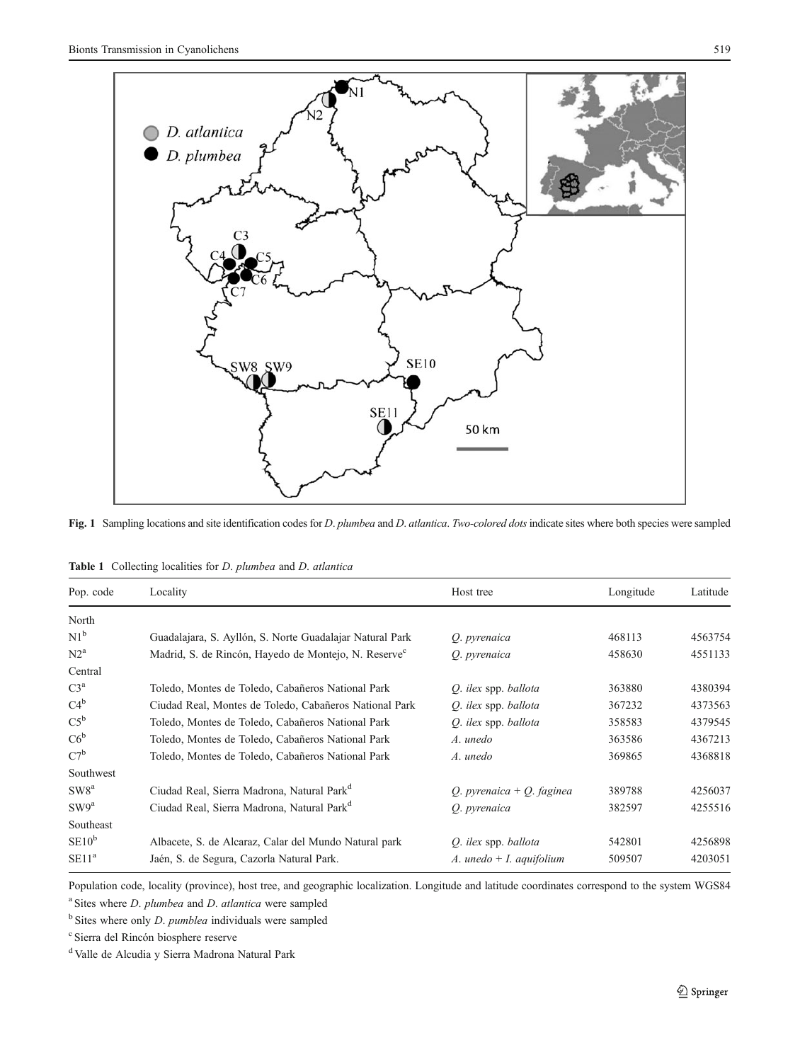**Fig. 1** Sampling locations and site identification codes for *D. plumbea* and *D. atlantica*. *Two-colored dots* indicate sites where both species were sampled

**Table 1** Collecting localities for *D. plumbea* and *D. atlantica*

| Pop. code | Locality | Host tree | Longitude | Latitude |
|---|---|---|---|---|
| North | | | | |
| N1[b] | Guadalajara, S. Ayllón, S. Norte Guadalajar Natural Park | *Q. pyrenaica* | 468113 | 4563754 |
| N2[a] | Madrid, S. de Rincón, Hayedo de Montejo, N. Reserve[c] | *Q. pyrenaica* | 458630 | 4551133 |
| Central | | | | |
| C3[a] | Toledo, Montes de Toledo, Cabañeros National Park | *Q. ilex* spp. *ballota* | 363880 | 4380394 |
| C4[b] | Ciudad Real, Montes de Toledo, Cabañeros National Park | *Q. ilex* spp. *ballota* | 367232 | 4373563 |
| C5[b] | Toledo, Montes de Toledo, Cabañeros National Park | *Q. ilex* spp. *ballota* | 358583 | 4379545 |
| C6[b] | Toledo, Montes de Toledo, Cabañeros National Park | *A. unedo* | 363586 | 4367213 |
| C7[b] | Toledo, Montes de Toledo, Cabañeros National Park | *A. unedo* | 369865 | 4368818 |
| Southwest | | | | |
| SW8[a] | Ciudad Real, Sierra Madrona, Natural Park[d] | *Q. pyrenaica* + *Q. faginea* | 389788 | 4256037 |
| SW9[a] | Ciudad Real, Sierra Madrona, Natural Park[d] | *Q. pyrenaica* | 382597 | 4255516 |
| Southeast | | | | |
| SE10[b] | Albacete, S. de Alcaraz, Calar del Mundo Natural park | *Q. ilex* spp. *ballota* | 542801 | 4256898 |
| SE11[a] | Jaén, S. de Segura, Cazorla Natural Park. | *A. unedo* + *I. aquifolium* | 509507 | 4203051 |

Population code, locality (province), host tree, and geographic localization. Longitude and latitude coordinates correspond to the system WGS84

[a] Sites where *D. plumbea* and *D. atlantica* were sampled

[b] Sites where only *D. pumblea* individuals were sampled

[c] Sierra del Rincón biosphere reserve

[d] Valle de Alcudia y Sierra Madrona Natural Park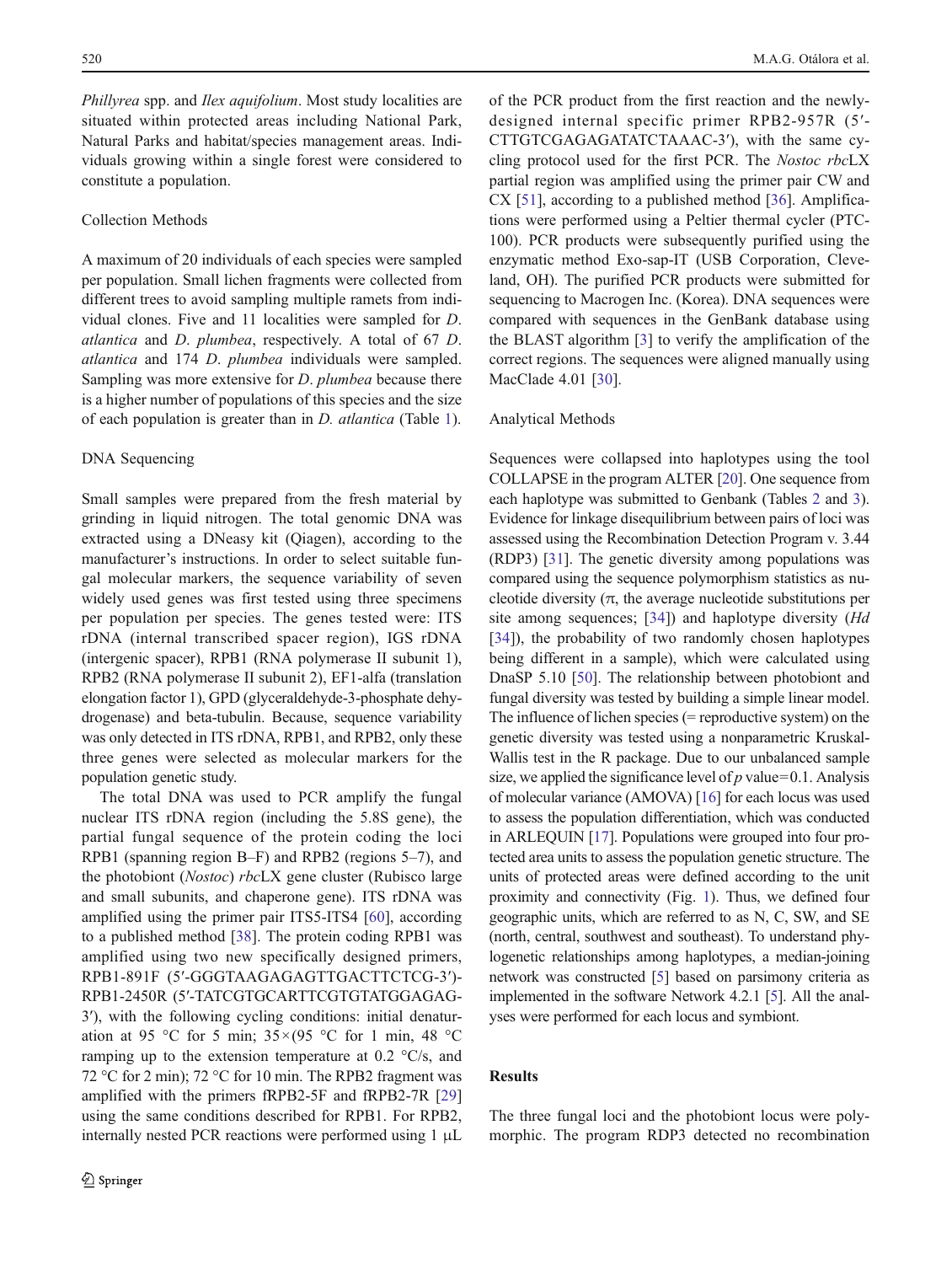*Phillyrea* spp. and *Ilex aquifolium*. Most study localities are situated within protected areas including National Park, Natural Parks and habitat/species management areas. Individuals growing within a single forest were considered to constitute a population.

### Collection Methods

A maximum of 20 individuals of each species were sampled per population. Small lichen fragments were collected from different trees to avoid sampling multiple ramets from individual clones. Five and 11 localities were sampled for *D. atlantica* and *D. plumbea*, respectively. A total of 67 *D. atlantica* and 174 *D. plumbea* individuals were sampled. Sampling was more extensive for *D. plumbea* because there is a higher number of populations of this species and the size of each population is greater than in *D. atlantica* (Table 1).

### DNA Sequencing

Small samples were prepared from the fresh material by grinding in liquid nitrogen. The total genomic DNA was extracted using a DNeasy kit (Qiagen), according to the manufacturer's instructions. In order to select suitable fungal molecular markers, the sequence variability of seven widely used genes was first tested using three specimens per population per species. The genes tested were: ITS rDNA (internal transcribed spacer region), IGS rDNA (intergenic spacer), RPB1 (RNA polymerase II subunit 1), RPB2 (RNA polymerase II subunit 2), EF1-alfa (translation elongation factor 1), GPD (glyceraldehyde-3-phosphate dehydrogenase) and beta-tubulin. Because, sequence variability was only detected in ITS rDNA, RPB1, and RPB2, only these three genes were selected as molecular markers for the population genetic study.

The total DNA was used to PCR amplify the fungal nuclear ITS rDNA region (including the 5.8S gene), the partial fungal sequence of the protein coding the loci RPB1 (spanning region B–F) and RPB2 (regions 5–7), and the photobiont (*Nostoc*) *rbc*LX gene cluster (Rubisco large and small subunits, and chaperone gene). ITS rDNA was amplified using the primer pair ITS5-ITS4 [60], according to a published method [38]. The protein coding RPB1 was amplified using two new specifically designed primers, RPB1-891F (5′-GGGTAAGAGAGTTGACTTCTCG-3′)-RPB1-2450R (5′-TATCGTGCARTTCGTGTATGGAGAG-3′), with the following cycling conditions: initial denaturation at 95 °C for 5 min; 35×(95 °C for 1 min, 48 °C ramping up to the extension temperature at 0.2 °C/s, and 72 °C for 2 min); 72 °C for 10 min. The RPB2 fragment was amplified with the primers fRPB2-5F and fRPB2-7R [29] using the same conditions described for RPB1. For RPB2, internally nested PCR reactions were performed using 1 μL of the PCR product from the first reaction and the newly-designed internal specific primer RPB2-957R (5′-CTTGTCGAGAGATATCTAAAC-3′), with the same cycling protocol used for the first PCR. The *Nostoc rbc*LX partial region was amplified using the primer pair CW and CX [51], according to a published method [36]. Amplifications were performed using a Peltier thermal cycler (PTC-100). PCR products were subsequently purified using the enzymatic method Exo-sap-IT (USB Corporation, Cleveland, OH). The purified PCR products were submitted for sequencing to Macrogen Inc. (Korea). DNA sequences were compared with sequences in the GenBank database using the BLAST algorithm [3] to verify the amplification of the correct regions. The sequences were aligned manually using MacClade 4.01 [30].

### Analytical Methods

Sequences were collapsed into haplotypes using the tool COLLAPSE in the program ALTER [20]. One sequence from each haplotype was submitted to Genbank (Tables 2 and 3). Evidence for linkage disequilibrium between pairs of loci was assessed using the Recombination Detection Program v. 3.44 (RDP3) [31]. The genetic diversity among populations was compared using the sequence polymorphism statistics as nucleotide diversity ($\pi$, the average nucleotide substitutions per site among sequences; [34]) and haplotype diversity (*Hd* [34]), the probability of two randomly chosen haplotypes being different in a sample), which were calculated using DnaSP 5.10 [50]. The relationship between photobiont and fungal diversity was tested by building a simple linear model. The influence of lichen species (= reproductive system) on the genetic diversity was tested using a nonparametric Kruskal-Wallis test in the R package. Due to our unbalanced sample size, we applied the significance level of $p$ value=0.1. Analysis of molecular variance (AMOVA) [16] for each locus was used to assess the population differentiation, which was conducted in ARLEQUIN [17]. Populations were grouped into four protected area units to assess the population genetic structure. The units of protected areas were defined according to the unit proximity and connectivity (Fig. 1). Thus, we defined four geographic units, which are referred to as N, C, SW, and SE (north, central, southwest and southeast). To understand phylogenetic relationships among haplotypes, a median-joining network was constructed [5] based on parsimony criteria as implemented in the software Network 4.2.1 [5]. All the analyses were performed for each locus and symbiont.

## Results

The three fungal loci and the photobiont locus were polymorphic. The program RDP3 detected no recombination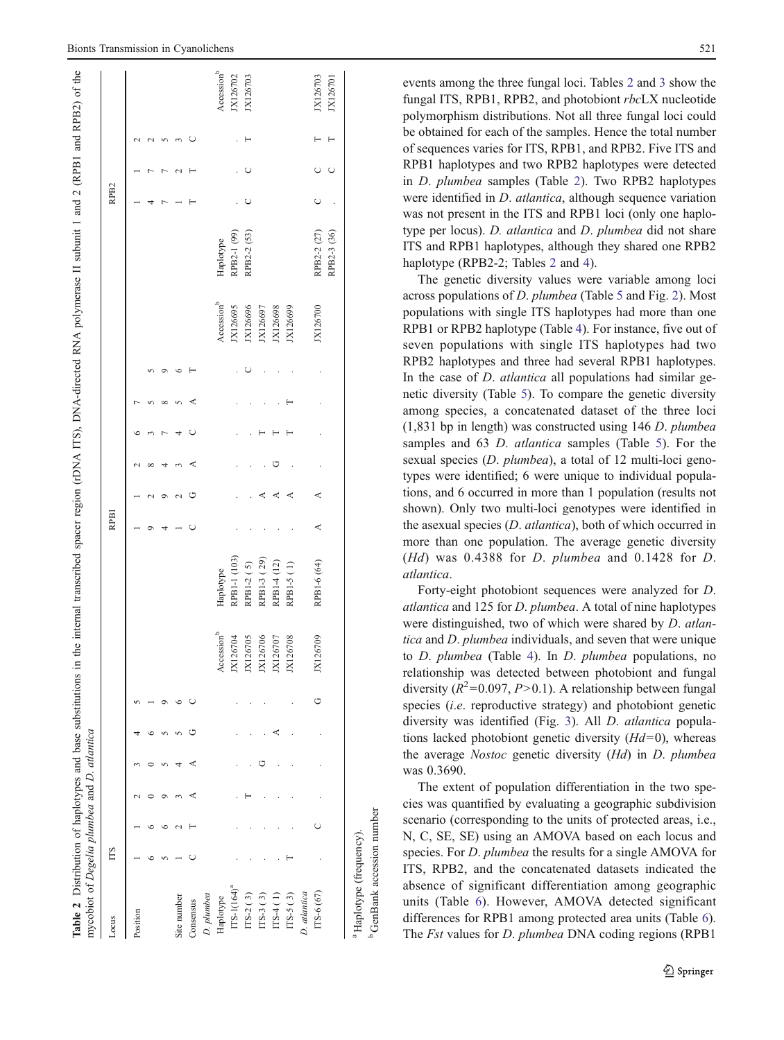**Table 2** Distribution of haplotypes and base substitutions in the internal transcribed spacer region (rDNA ITS), DNA-directed RNA polymerase II subunit 1 and 2 (RPB1 and RPB2) of the mycobiot of *Degelia plumbea* and *D. atlantica*

| Locus | ITS | | | | | | | RPB1 | | | | | | | | RPB2 | | | |
|---|---|---|---|---|---|---|---|---|---|---|---|---|---|---|---|---|---|---|---|
| Position | 165 | 166 | 209 | 305 | 465 | 519 | | | 194 | 129 | 284 | 637 | 758 | 59 | | | 147 | 177 | 225 | |
| Site number | 1 | 2 | 3 | 4 | 5 | 6 | | | 1 | 2 | 3 | 4 | 5 | 6 | | | 1 | 2 | 3 | |
| Consensus | C | T | A | A | G | C | | | C | G | A | C | A | T | | | T | T | C | |
| *D. plumbea* | | | | | | | | | | | | | | | | | | | | |
| Haplotype | | | | | | | Accession[b] | Haplotype | | | | | | | Accession[b] | Haplotype | | | | Accession[b] |
| ITS-1(164)[a] | . | . | . | . | . | . | JX126704 | RPB1-1 (103) | . | . | . | . | . | . | JX126695 | RPB2-1 (99) | . | . | . | JX126702 |
| ITS-2 ( 3) | . | . | T | . | . | . | JX126705 | RPB1-2 ( 5) | . | . | . | . | . | C | JX126696 | RPB2-2 (53) | C | C | T | JX126703 |
| ITS-3 ( 3) | . | . | . | G | . | . | JX126706 | RPB1-3 ( 29) | . | A | . | T | . | . | JX126697 | | | | | |
| ITS-4 ( 1) | . | . | . | . | A | . | JX126707 | RPB1-4 (12) | . | A | G | T | . | . | JX126698 | | | | | |
| ITS-5 ( 3) | T | . | . | . | . | . | JX126708 | RPB1-5 ( 1) | . | A | . | T | T | . | JX126699 | | | | | |
| *D. atlantica* | | | | | | | | | | | | | | | | | | | | |
| ITS-6 (67) | . | C | . | . | . | G | JX126709 | RPB1-6 (64) | A | A | . | . | . | . | JX126700 | RPB2-2 (27) | C | C | T | JX126703 |
| | | | | | | | | | | | | | | | | RPB2-3 (36) | . | C | T | JX126701 |

[a] Haplotype (frequency).

[b] GenBank accession number

events among the three fungal loci. Tables 2 and 3 show the fungal ITS, RPB1, RPB2, and photobiont *rbc*LX nucleotide polymorphism distributions. Not all three fungal loci could be obtained for each of the samples. Hence the total number of sequences varies for ITS, RPB1, and RPB2. Five ITS and RPB1 haplotypes and two RPB2 haplotypes were detected in *D. plumbea* samples (Table 2). Two RPB2 haplotypes were identified in *D. atlantica*, although sequence variation was not present in the ITS and RPB1 loci (only one haplotype per locus). *D. atlantica* and *D. plumbea* did not share ITS and RPB1 haplotypes, although they shared one RPB2 haplotype (RPB2-2; Tables 2 and 4).

The genetic diversity values were variable among loci across populations of *D. plumbea* (Table 5 and Fig. 2). Most populations with single ITS haplotypes had more than one RPB1 or RPB2 haplotype (Table 4). For instance, five out of seven populations with single ITS haplotypes had two RPB2 haplotypes and three had several RPB1 haplotypes. In the case of *D. atlantica* all populations had similar genetic diversity (Table 5). To compare the genetic diversity among species, a concatenated dataset of the three loci (1,831 bp in length) was constructed using 146 *D. plumbea* samples and 63 *D. atlantica* samples (Table 5). For the sexual species (*D. plumbea*), a total of 12 multi-loci genotypes were identified; 6 were unique to individual populations, and 6 occurred in more than 1 population (results not shown). Only two multi-loci genotypes were identified in the asexual species (*D. atlantica*), both of which occurred in more than one population. The average genetic diversity (*Hd*) was 0.4388 for *D. plumbea* and 0.1428 for *D. atlantica*.

Forty-eight photobiont sequences were analyzed for *D. atlantica* and 125 for *D. plumbea*. A total of nine haplotypes were distinguished, two of which were shared by *D. atlantica* and *D. plumbea* individuals, and seven that were unique to *D. plumbea* (Table 4). In *D. plumbea* populations, no relationship was detected between photobiont and fungal diversity ($R^2$=0.097, $P$>0.1). A relationship between fungal species (*i.e*. reproductive strategy) and photobiont genetic diversity was identified (Fig. 3). All *D. atlantica* populations lacked photobiont genetic diversity (*Hd*=0), whereas the average *Nostoc* genetic diversity (*Hd*) in *D. plumbea* was 0.3690.

The extent of population differentiation in the two species was quantified by evaluating a geographic subdivision scenario (corresponding to the units of protected areas, i.e., N, C, SE, SE) using an AMOVA based on each locus and species. For *D. plumbea* the results for a single AMOVA for ITS, RPB2, and the concatenated datasets indicated the absence of significant differentiation among geographic units (Table 6). However, AMOVA detected significant differences for RPB1 among protected area units (Table 6). The *Fst* values for *D. plumbea* DNA coding regions (RPB1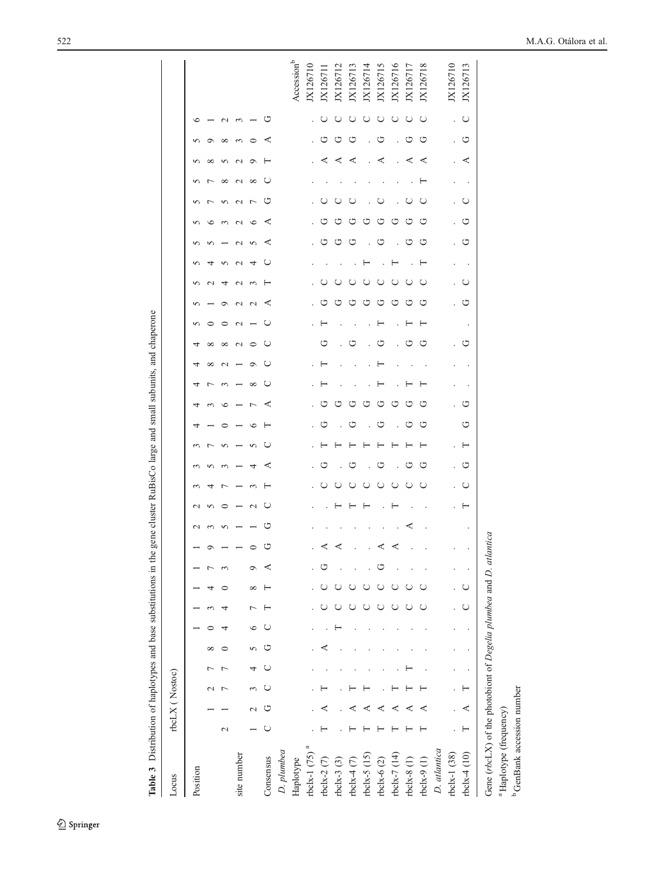**Table 3** Distribution of haplotypes and base substitutions in the gene cluster RuBisCo large and small subunits, and chaperone

| Locus | rbcLX (Nostoc) | | | | | | | | | | | | | | | | | | | | | | | | | | | | | | |
|---|---|---|---|---|---|---|---|---|---|---|---|---|---|---|---|---|---|---|---|---|---|---|---|---|---|---|---|---|---|---|---|
| Position | 2 | 11 | 27 | 77 | 80 | 104 | 134 | 140 | 173 | 191 | 235 | 250 | 347 | 353 | 375 | 410 | 436 | 473 | 482 | 488 | 500 | 519 | 524 | 545 | 551 | 563 | 575 | 578 | 585 | 598 | 612 |
| site number | 1 | 2 | 3 | 4 | 5 | 6 | 7 | 8 | 9 | 10 | 11 | 12 | 13 | 14 | 15 | 16 | 17 | 18 | 19 | 20 | 21 | 22 | 23 | 24 | 25 | 26 | 27 | 28 | 29 | 30 | 31 |
| Consensus | C | G | C | C | G | C | T | T | A | G | G | C | T | A | C | T | A | C | C | C | C | A | T | C | A | A | G | C | T | A | G |
| *D. plumbea* | | | | | | | | | | | | | | | | | | | | | | | | | | | | | | | |
| Haplotype | | | | | | | | | | | | | | | | | | | | | | | | | | | | | | | Accession[b] |
| rbclx-1 (75)[a] | . | . | . | . | . | . | . | . | . | . | . | . | . | . | . | . | . | . | . | . | . | . | . | . | . | . | . | . | . | . | JX126710 |
| rbclx-2 (7) | T | A | T | . | A | . | C | C | G | A | . | . | C | G | T | G | G | T | T | G | T | G | C | . | G | G | C | . | A | G | C | JX126711 |
| rbclx-3 (3) | . | . | . | . | . | T | C | C | . | A | . | T | C | . | T | . | G | . | . | . | . | G | C | . | G | G | C | . | A | G | C | JX126712 |
| rbclx-4 (7) | T | A | T | . | . | . | C | C | . | . | . | T | C | G | T | G | G | . | . | G | . | G | C | . | G | G | C | . | A | G | C | JX126713 |
| rbclx-5 (15) | T | A | T | . | . | . | C | C | . | . | . | T | C | . | T | . | G | . | . | . | . | G | C | T | . | G | . | . | . | . | C | JX126714 |
| rbclx-6 (2) | T | A | . | . | . | . | C | C | G | A | . | . | C | G | T | G | G | T | T | G | T | G | C | . | G | G | C | . | A | G | C | JX126715 |
| rbclx-7 (14) | T | A | T | T | . | . | C | C | . | A | . | T | C | . | T | . | G | . | . | . | . | G | C | T | . | G | . | . | . | . | C | JX126716 |
| rbclx-8 (1) | T | A | T | . | . | . | C | C | . | . | A | . | C | G | T | G | G | T | . | G | T | G | C | . | G | G | C | . | A | G | C | JX126717 |
| rbclx-9 (1) | T | A | T | . | . | . | C | C | . | . | . | . | C | G | T | G | G | T | . | G | T | G | C | T | G | G | C | T | A | G | C | JX126718 |
| *D. atlantica* | | | | | | | | | | | | | | | | | | | | | | | | | | | | | | | |
| rbclx-1 (38) | . | . | . | . | . | . | . | . | . | . | . | . | . | . | . | . | . | . | . | . | . | . | . | . | . | . | . | . | . | . | . | JX126710 |
| rbclx-4 (10) | T | A | T | . | . | . | C | C | . | . | . | T | C | G | T | G | G | . | . | G | . | G | C | . | G | G | C | . | A | G | C | JX126713 |

Gene (*rbc*LX) of the photobiont of *Degelia plumbea* and *D. atlantica*

[a] Haplotype (frequency)

[b] GenBank accession number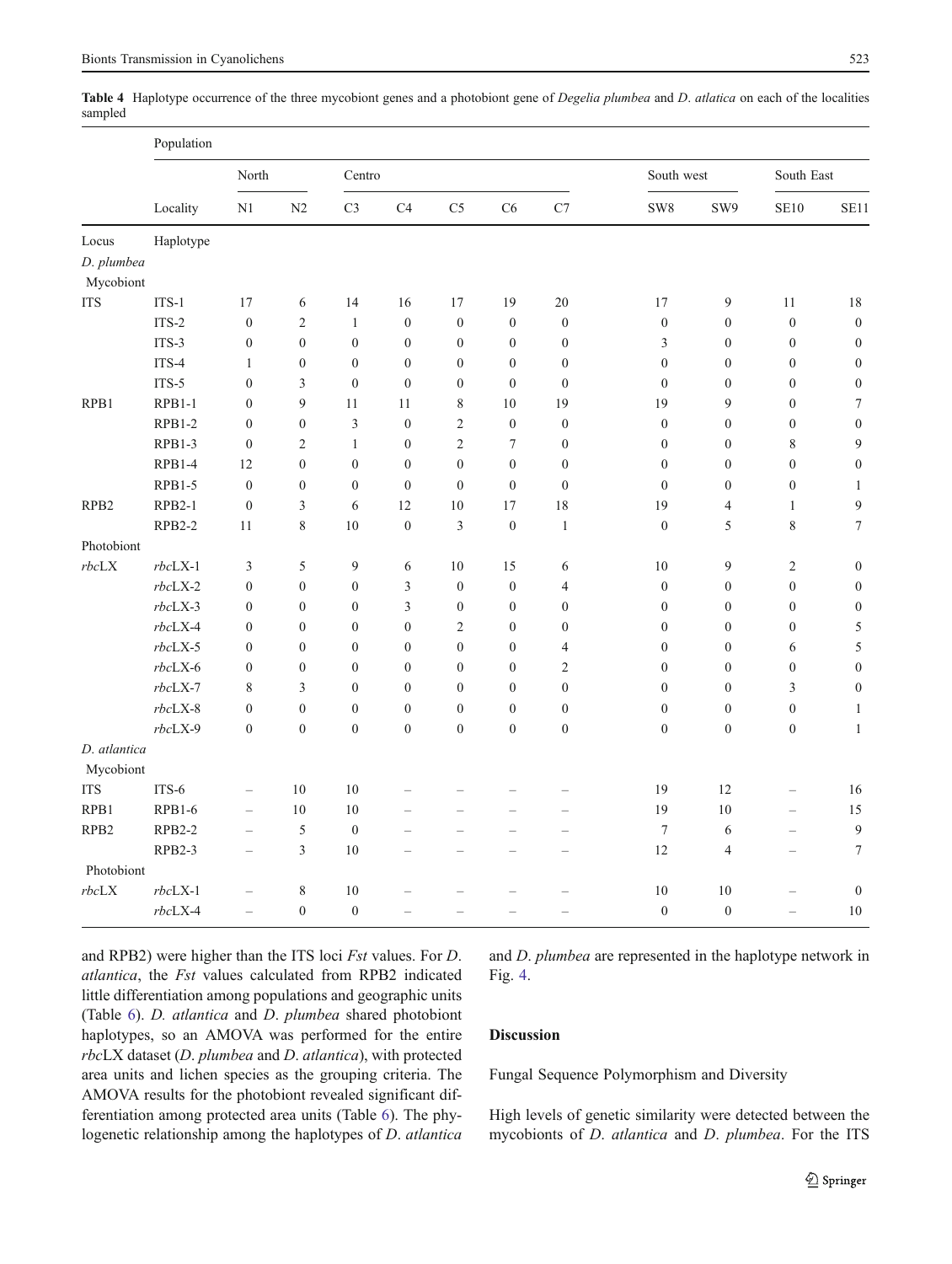**Table 4** Haplotype occurrence of the three mycobiont genes and a photobiont gene of *Degelia plumbea* and *D. atlatica* on each of the localities sampled

| | Population | | | | | | | | | | | |
|---|---|---|---|---|---|---|---|---|---|---|---|---|
| | | North | | Centro | | | | | South west | | South East | |
| | Locality | N1 | N2 | C3 | C4 | C5 | C6 | C7 | SW8 | SW9 | SE10 | SE11 |
| Locus | Haplotype | | | | | | | | | | | |
| *D. plumbea* | | | | | | | | | | | | |
| Mycobiont | | | | | | | | | | | | |
| ITS | ITS-1 | 17 | 6 | 14 | 16 | 17 | 19 | 20 | 17 | 9 | 11 | 18 |
| | ITS-2 | 0 | 2 | 1 | 0 | 0 | 0 | 0 | 0 | 0 | 0 | 0 |
| | ITS-3 | 0 | 0 | 0 | 0 | 0 | 0 | 0 | 3 | 0 | 0 | 0 |
| | ITS-4 | 1 | 0 | 0 | 0 | 0 | 0 | 0 | 0 | 0 | 0 | 0 |
| | ITS-5 | 0 | 3 | 0 | 0 | 0 | 0 | 0 | 0 | 0 | 0 | 0 |
| RPB1 | RPB1-1 | 0 | 9 | 11 | 11 | 8 | 10 | 19 | 19 | 9 | 0 | 7 |
| | RPB1-2 | 0 | 0 | 3 | 0 | 2 | 0 | 0 | 0 | 0 | 0 | 0 |
| | RPB1-3 | 0 | 2 | 1 | 0 | 2 | 7 | 0 | 0 | 0 | 8 | 9 |
| | RPB1-4 | 12 | 0 | 0 | 0 | 0 | 0 | 0 | 0 | 0 | 0 | 0 |
| | RPB1-5 | 0 | 0 | 0 | 0 | 0 | 0 | 0 | 0 | 0 | 0 | 1 |
| RPB2 | RPB2-1 | 0 | 3 | 6 | 12 | 10 | 17 | 18 | 19 | 4 | 1 | 9 |
| | RPB2-2 | 11 | 8 | 10 | 0 | 3 | 0 | 1 | 0 | 5 | 8 | 7 |
| Photobiont | | | | | | | | | | | | |
| *rbc*LX | *rbc*LX-1 | 3 | 5 | 9 | 6 | 10 | 15 | 6 | 10 | 9 | 2 | 0 |
| | *rbc*LX-2 | 0 | 0 | 0 | 3 | 0 | 0 | 4 | 0 | 0 | 0 | 0 |
| | *rbc*LX-3 | 0 | 0 | 0 | 3 | 0 | 0 | 0 | 0 | 0 | 0 | 0 |
| | *rbc*LX-4 | 0 | 0 | 0 | 0 | 2 | 0 | 0 | 0 | 0 | 0 | 5 |
| | *rbc*LX-5 | 0 | 0 | 0 | 0 | 0 | 0 | 4 | 0 | 0 | 6 | 5 |
| | *rbc*LX-6 | 0 | 0 | 0 | 0 | 0 | 0 | 2 | 0 | 0 | 0 | 0 |
| | *rbc*LX-7 | 8 | 3 | 0 | 0 | 0 | 0 | 0 | 0 | 0 | 3 | 0 |
| | *rbc*LX-8 | 0 | 0 | 0 | 0 | 0 | 0 | 0 | 0 | 0 | 0 | 1 |
| | *rbc*LX-9 | 0 | 0 | 0 | 0 | 0 | 0 | 0 | 0 | 0 | 0 | 1 |
| *D. atlantica* | | | | | | | | | | | | |
| Mycobiont | | | | | | | | | | | | |
| ITS | ITS-6 | – | 10 | 10 | – | – | – | – | 19 | 12 | – | 16 |
| RPB1 | RPB1-6 | – | 10 | 10 | – | – | – | – | 19 | 10 | – | 15 |
| RPB2 | RPB2-2 | – | 5 | 0 | – | – | – | – | 7 | 6 | – | 9 |
| | RPB2-3 | – | 3 | 10 | – | – | – | – | 12 | 4 | – | 7 |
| Photobiont | | | | | | | | | | | | |
| *rbc*LX | *rbc*LX-1 | – | 8 | 10 | – | – | – | – | 10 | 10 | – | 0 |
| | *rbc*LX-4 | – | 0 | 0 | – | – | – | – | 0 | 0 | – | 10 |

and RPB2) were higher than the ITS loci *Fst* values. For *D. atlantica*, the *Fst* values calculated from RPB2 indicated little differentiation among populations and geographic units (Table 6). *D. atlantica* and *D. plumbea* shared photobiont haplotypes, so an AMOVA was performed for the entire *rbc*LX dataset (*D. plumbea* and *D. atlantica*), with protected area units and lichen species as the grouping criteria. The AMOVA results for the photobiont revealed significant differentiation among protected area units (Table 6). The phylogenetic relationship among the haplotypes of *D. atlantica* and *D. plumbea* are represented in the haplotype network in Fig. 4.

## Discussion

### Fungal Sequence Polymorphism and Diversity

High levels of genetic similarity were detected between the mycobionts of *D. atlantica* and *D. plumbea*. For the ITS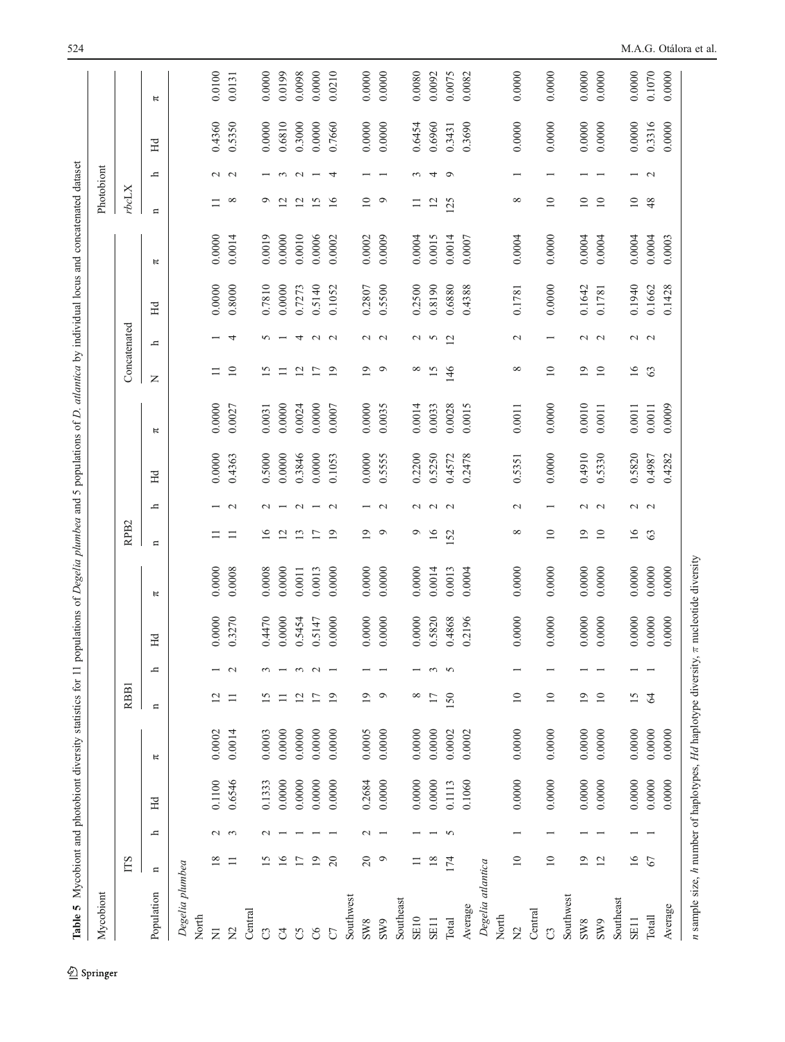**Table 5** Mycobiont and photobiont diversity statistics for 11 populations of *Degelia plumbea* and 5 populations of *D. atlantica* by individual locus and concatenated dataset

| Mycobiont | | | | | | | | | | | | | | | | | Photobiont | | | |
|---|---|---|---|---|---|---|---|---|---|---|---|---|---|---|---|---|---|---|---|---|
| | ITS | | | | RBB1 | | | | RPB2 | | | | Concatenated | | | | *rbc*LX | | | |
| Population | n | h | Hd | π | n | h | Hd | π | n | h | Hd | π | N | h | Hd | π | n | h | Hd | π |
| *Degelia plumbea* | | | | | | | | | | | | | | | | | | | | |
| North | | | | | | | | | | | | | | | | | | | | |
| N1 | 18 | 2 | 0.1100 | 0.0002 | 12 | 1 | 0.0000 | 0.0000 | 11 | 1 | 0.0000 | 0.0000 | 11 | 1 | 0.0000 | 0.0000 | 11 | 2 | 0.4360 | 0.0100 |
| N2 | 11 | 3 | 0.6546 | 0.0014 | 11 | 2 | 0.3270 | 0.0008 | 11 | 2 | 0.4363 | 0.0027 | 10 | 4 | 0.8000 | 0.0014 | 8 | 2 | 0.5350 | 0.0131 |
| Central | | | | | | | | | | | | | | | | | | | | |
| C3 | 15 | 2 | 0.1333 | 0.0003 | 15 | 3 | 0.4470 | 0.0008 | 16 | 2 | 0.5000 | 0.0031 | 15 | 5 | 0.7810 | 0.0019 | 9 | 1 | 0.0000 | 0.0000 |
| C4 | 16 | 1 | 0.0000 | 0.0000 | 11 | 1 | 0.0000 | 0.0000 | 12 | 1 | 0.0000 | 0.0000 | 11 | 1 | 0.0000 | 0.0000 | 12 | 3 | 0.6810 | 0.0199 |
| C5 | 17 | 1 | 0.0000 | 0.0000 | 12 | 3 | 0.5454 | 0.0011 | 13 | 2 | 0.3846 | 0.0024 | 12 | 4 | 0.7273 | 0.0010 | 12 | 2 | 0.3000 | 0.0098 |
| C6 | 19 | 1 | 0.0000 | 0.0000 | 17 | 2 | 0.5147 | 0.0013 | 17 | 1 | 0.0000 | 0.0000 | 17 | 2 | 0.5140 | 0.0006 | 15 | 1 | 0.0000 | 0.0000 |
| C7 | 20 | 1 | 0.0000 | 0.0000 | 19 | 1 | 0.0000 | 0.0000 | 19 | 2 | 0.1053 | 0.0007 | 19 | 2 | 0.1052 | 0.0002 | 16 | 4 | 0.7660 | 0.0210 |
| Southwest | | | | | | | | | | | | | | | | | | | | |
| SW8 | 20 | 2 | 0.2684 | 0.0005 | 19 | 1 | 0.0000 | 0.0000 | 19 | 1 | 0.0000 | 0.0000 | 19 | 2 | 0.2807 | 0.0002 | 10 | 1 | 0.0000 | 0.0000 |
| SW9 | 9 | 1 | 0.0000 | 0.0000 | 9 | 1 | 0.0000 | 0.0000 | 9 | 2 | 0.5555 | 0.0035 | 9 | 2 | 0.5500 | 0.0009 | 9 | 1 | 0.0000 | 0.0000 |
| Southeast | | | | | | | | | | | | | | | | | | | | |
| SE10 | 11 | 1 | 0.0000 | 0.0000 | 8 | 1 | 0.0000 | 0.0000 | 9 | 2 | 0.2200 | 0.0014 | 8 | 2 | 0.2500 | 0.0004 | 11 | 3 | 0.6454 | 0.0080 |
| SE11 | 18 | 1 | 0.0000 | 0.0000 | 17 | 3 | 0.5820 | 0.0014 | 16 | 2 | 0.5250 | 0.0033 | 15 | 5 | 0.8190 | 0.0015 | 12 | 4 | 0.6960 | 0.0092 |
| Total | 174 | 5 | 0.1113 | 0.0002 | 150 | 5 | 0.4868 | 0.0013 | 152 | 2 | 0.4572 | 0.0028 | 146 | 12 | 0.6880 | 0.0014 | 125 | 9 | 0.3431 | 0.0075 |
| Average | | | 0.1060 | 0.0002 | | | 0.2196 | 0.0004 | | | 0.2478 | 0.0015 | | | 0.4388 | 0.0007 | | | 0.3690 | 0.0082 |
| *Degelia atlantica* | | | | | | | | | | | | | | | | | | | | |
| North | | | | | | | | | | | | | | | | | | | | |
| N2 | 10 | 1 | 0.0000 | 0.0000 | 10 | 1 | 0.0000 | 0.0000 | 8 | 2 | 0.5351 | 0.0011 | 8 | 2 | 0.1781 | 0.0004 | 8 | 1 | 0.0000 | 0.0000 |
| Central | | | | | | | | | | | | | | | | | | | | |
| C3 | 10 | 1 | 0.0000 | 0.0000 | 10 | 1 | 0.0000 | 0.0000 | 10 | 1 | 0.0000 | 0.0000 | 10 | 1 | 0.0000 | 0.0000 | 10 | 1 | 0.0000 | 0.0000 |
| Southwest | | | | | | | | | | | | | | | | | | | | |
| SW8 | 19 | 1 | 0.0000 | 0.0000 | 19 | 1 | 0.0000 | 0.0000 | 19 | 2 | 0.4910 | 0.0010 | 19 | 2 | 0.1642 | 0.0004 | 10 | 1 | 0.0000 | 0.0000 |
| SW9 | 12 | 1 | 0.0000 | 0.0000 | 10 | 1 | 0.0000 | 0.0000 | 10 | 2 | 0.5330 | 0.0011 | 10 | 2 | 0.1781 | 0.0004 | 10 | 1 | 0.0000 | 0.0000 |
| Southeast | | | | | | | | | | | | | | | | | | | | |
| SE11 | 16 | 1 | 0.0000 | 0.0000 | 15 | 1 | 0.0000 | 0.0000 | 16 | 2 | 0.5820 | 0.0011 | 16 | 2 | 0.1940 | 0.0004 | 10 | 1 | 0.0000 | 0.0000 |
| Totall | 67 | 1 | 0.0000 | 0.0000 | 64 | 1 | 0.0000 | 0.0000 | 63 | 2 | 0.4987 | 0.0011 | 63 | 2 | 0.1662 | 0.0004 | 48 | 2 | 0.3316 | 0.1070 |
| Average | | | 0.0000 | 0.0000 | | | 0.0000 | 0.0000 | | | 0.4282 | 0.0009 | | | 0.1428 | 0.0003 | | | 0.0000 | 0.0000 |

*n* sample size, *h* number of haplotypes, *Hd* haplotype diversity, *π* nucleotide diversity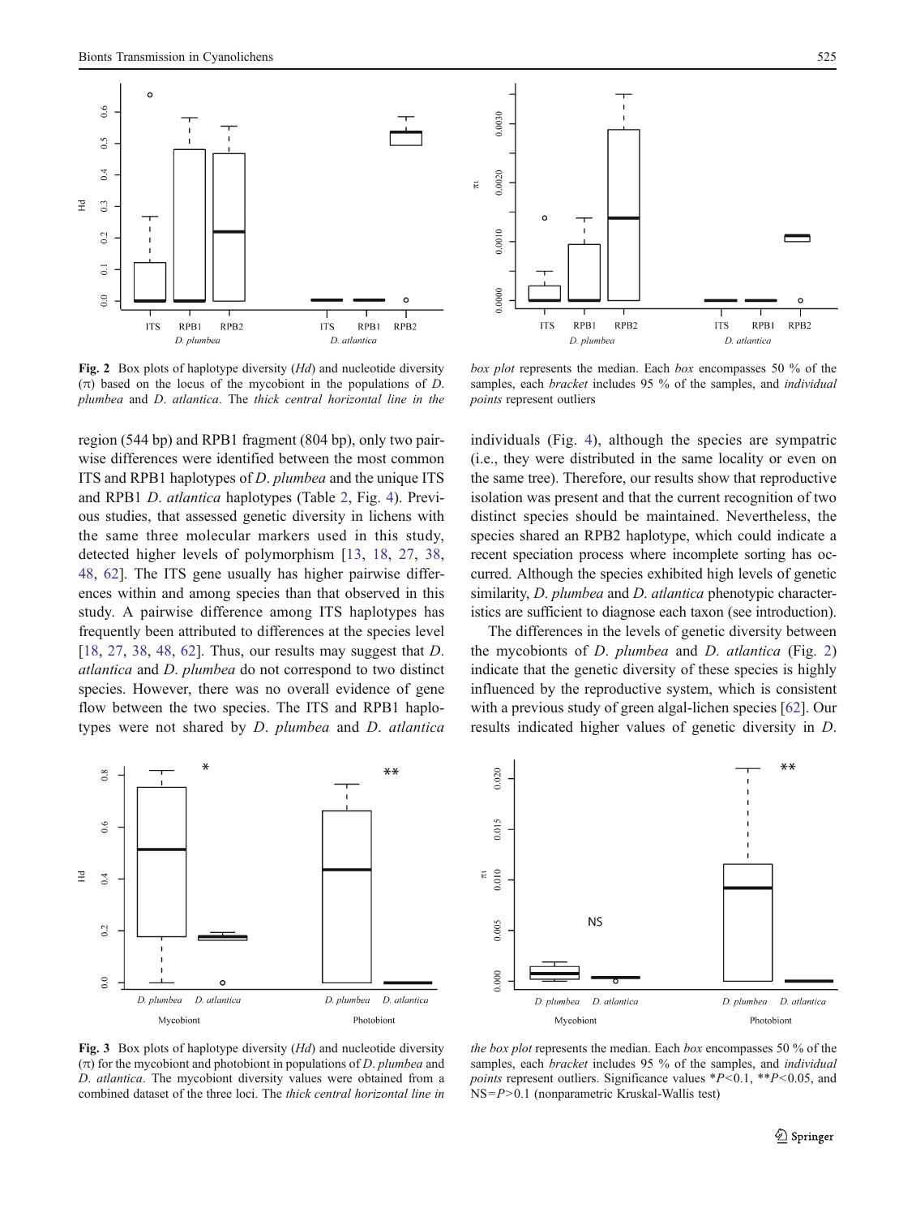Fig. 2 Box plots of haplotype diversity (*Hd*) and nucleotide diversity ($\pi$) based on the locus of the mycobiont in the populations of *D. plumbea* and *D. atlantica*. The *thick central horizontal line in the box plot* represents the median. Each *box* encompasses 50 % of the samples, each *bracket* includes 95 % of the samples, and *individual points* represent outliers

region (544 bp) and RPB1 fragment (804 bp), only two pairwise differences were identified between the most common ITS and RPB1 haplotypes of *D. plumbea* and the unique ITS and RPB1 *D. atlantica* haplotypes (Table 2, Fig. 4). Previous studies, that assessed genetic diversity in lichens with the same three molecular markers used in this study, detected higher levels of polymorphism [13, 18, 27, 38, 48, 62]. The ITS gene usually has higher pairwise differences within and among species than that observed in this study. A pairwise difference among ITS haplotypes has frequently been attributed to differences at the species level [18, 27, 38, 48, 62]. Thus, our results may suggest that *D. atlantica* and *D. plumbea* do not correspond to two distinct species. However, there was no overall evidence of gene flow between the two species. The ITS and RPB1 haplotypes were not shared by *D. plumbea* and *D. atlantica* individuals (Fig. 4), although the species are sympatric (i.e., they were distributed in the same locality or even on the same tree). Therefore, our results show that reproductive isolation was present and that the current recognition of two distinct species should be maintained. Nevertheless, the species shared an RPB2 haplotype, which could indicate a recent speciation process where incomplete sorting has occurred. Although the species exhibited high levels of genetic similarity, *D. plumbea* and *D. atlantica* phenotypic characteristics are sufficient to diagnose each taxon (see introduction).

The differences in the levels of genetic diversity between the mycobionts of *D. plumbea* and *D. atlantica* (Fig. 2) indicate that the genetic diversity of these species is highly influenced by the reproductive system, which is consistent with a previous study of green algal-lichen species [62]. Our results indicated higher values of genetic diversity in *D.*

Fig. 3 Box plots of haplotype diversity (*Hd*) and nucleotide diversity ($\pi$) for the mycobiont and photobiont in populations of *D. plumbea* and *D. atlantica*. The mycobiont diversity values were obtained from a combined dataset of the three loci. The *thick central horizontal line in the box plot* represents the median. Each *box* encompasses 50 % of the samples, each *bracket* includes 95 % of the samples, and *individual points* represent outliers. Significance values \*$P<0.1$, \*\*$P<0.05$, and NS=$P>0.1$ (nonparametric Kruskal-Wallis test)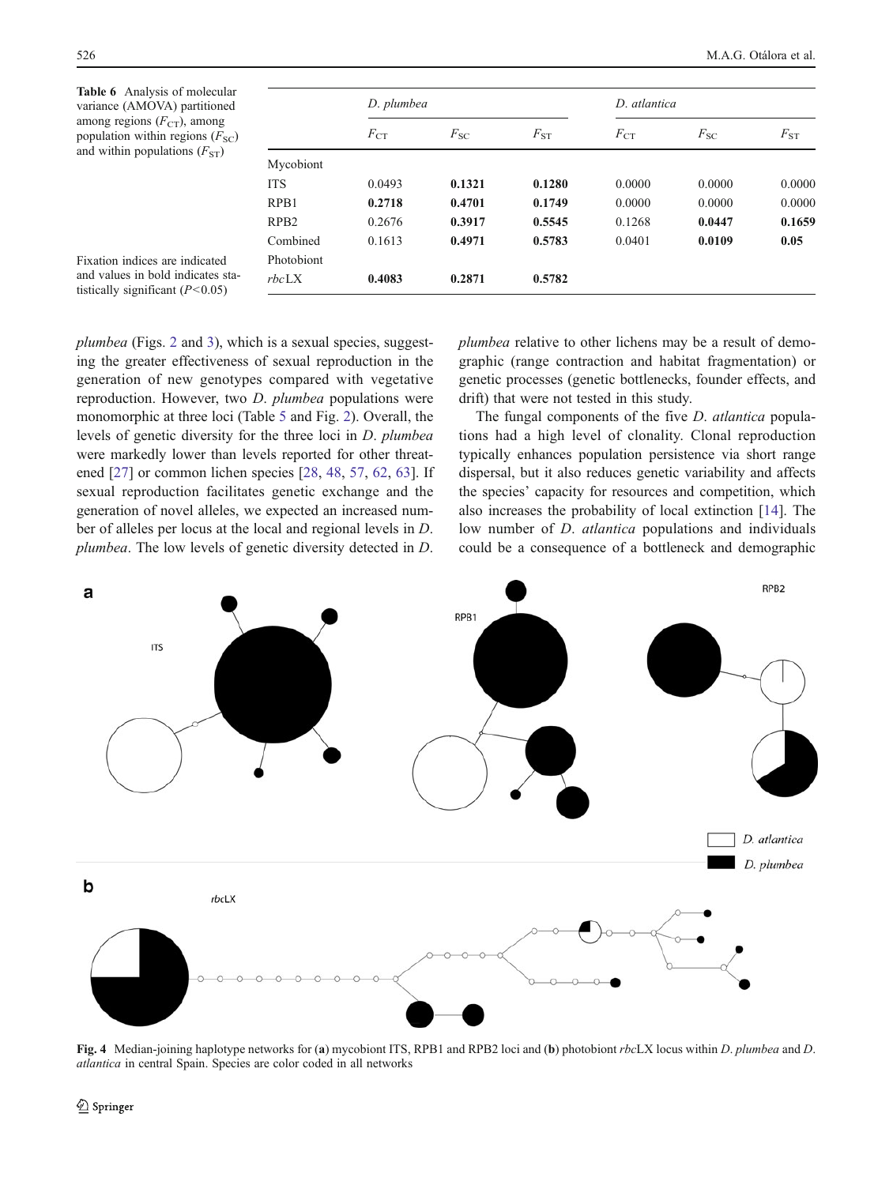**Table 6** Analysis of molecular variance (AMOVA) partitioned among regions ($F_{CT}$), among population within regions ($F_{SC}$) and within populations ($F_{ST}$)

| | *D. plumbea* | | | *D. atlantica* | | |
|---|---|---|---|---|---|---|
| | $F_{CT}$ | $F_{SC}$ | $F_{ST}$ | $F_{CT}$ | $F_{SC}$ | $F_{ST}$ |
| Mycobiont | | | | | | |
| ITS | 0.0493 | **0.1321** | **0.1280** | 0.0000 | 0.0000 | 0.0000 |
| RPB1 | **0.2718** | **0.4701** | **0.1749** | 0.0000 | 0.0000 | 0.0000 |
| RPB2 | 0.2676 | **0.3917** | **0.5545** | 0.1268 | **0.0447** | **0.1659** |
| Combined | 0.1613 | **0.4971** | **0.5783** | 0.0401 | **0.0109** | **0.05** |
| Photobiont | | | | | | |
| *rbc*LX | **0.4083** | **0.2871** | **0.5782** | | | |

Fixation indices are indicated and values in bold indicates statistically significant ($P<0.05$)

*plumbea* (Figs. 2 and 3), which is a sexual species, suggesting the greater effectiveness of sexual reproduction in the generation of new genotypes compared with vegetative reproduction. However, two *D. plumbea* populations were monomorphic at three loci (Table 5 and Fig. 2). Overall, the levels of genetic diversity for the three loci in *D. plumbea* were markedly lower than levels reported for other threatened [27] or common lichen species [28, 48, 57, 62, 63]. If sexual reproduction facilitates genetic exchange and the generation of novel alleles, we expected an increased number of alleles per locus at the local and regional levels in *D. plumbea*. The low levels of genetic diversity detected in *D. plumbea* relative to other lichens may be a result of demographic (range contraction and habitat fragmentation) or genetic processes (genetic bottlenecks, founder effects, and drift) that were not tested in this study.

The fungal components of the five *D. atlantica* populations had a high level of clonality. Clonal reproduction typically enhances population persistence via short range dispersal, but it also reduces genetic variability and affects the species' capacity for resources and competition, which also increases the probability of local extinction [14]. The low number of *D. atlantica* populations and individuals could be a consequence of a bottleneck and demographic

**Fig. 4** Median-joining haplotype networks for (**a**) mycobiont ITS, RPB1 and RPB2 loci and (**b**) photobiont *rbc*LX locus within *D. plumbea* and *D. atlantica* in central Spain. Species are color coded in all networks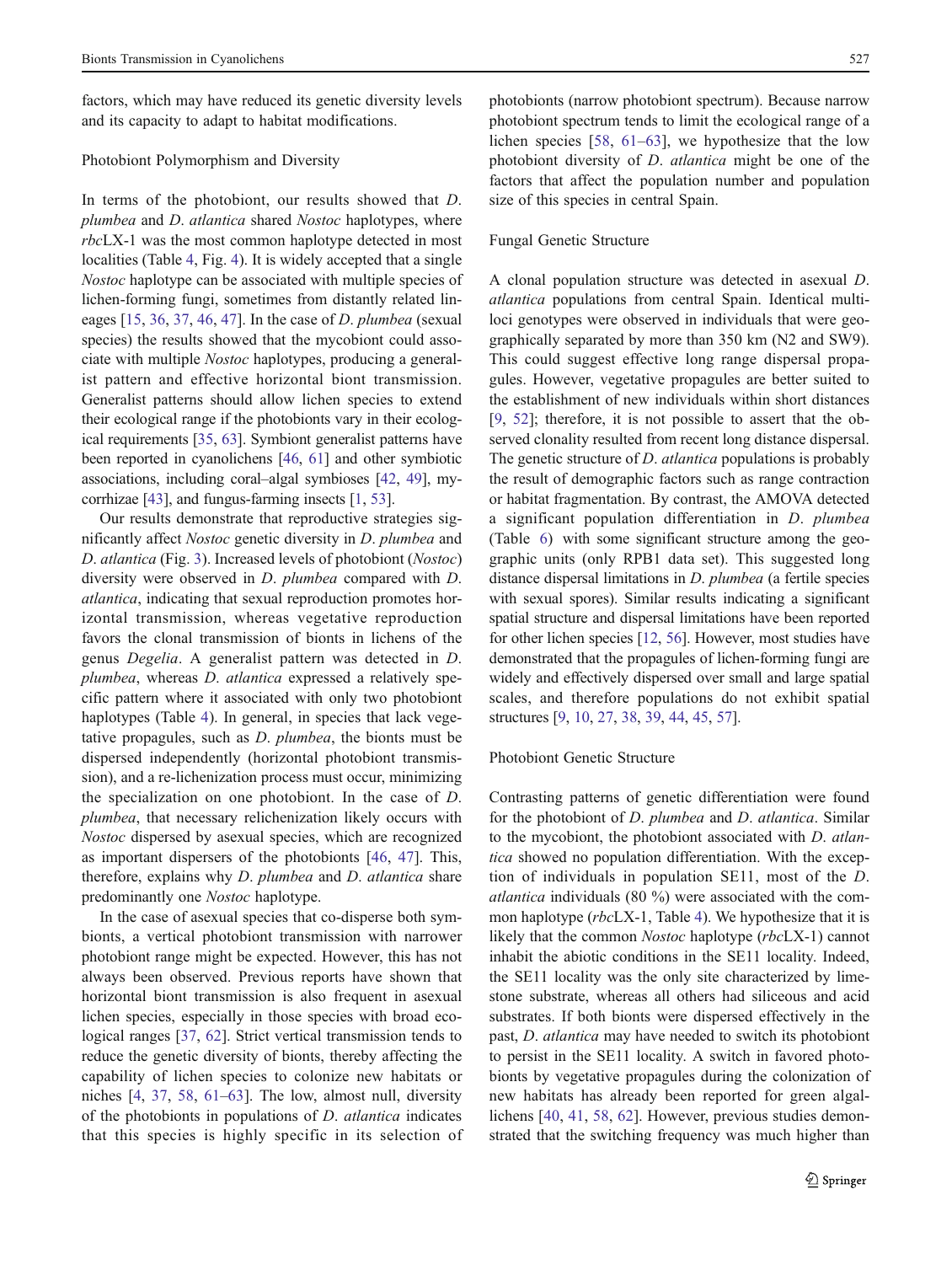factors, which may have reduced its genetic diversity levels and its capacity to adapt to habitat modifications.

### Photobiont Polymorphism and Diversity

In terms of the photobiont, our results showed that *D. plumbea* and *D. atlantica* shared *Nostoc* haplotypes, where *rbc*LX-1 was the most common haplotype detected in most localities (Table 4, Fig. 4). It is widely accepted that a single *Nostoc* haplotype can be associated with multiple species of lichen-forming fungi, sometimes from distantly related lineages [15, 36, 37, 46, 47]. In the case of *D. plumbea* (sexual species) the results showed that the mycobiont could associate with multiple *Nostoc* haplotypes, producing a generalist pattern and effective horizontal biont transmission. Generalist patterns should allow lichen species to extend their ecological range if the photobionts vary in their ecological requirements [35, 63]. Symbiont generalist patterns have been reported in cyanolichens [46, 61] and other symbiotic associations, including coral–algal symbioses [42, 49], mycorrhizae [43], and fungus-farming insects [1, 53].

Our results demonstrate that reproductive strategies significantly affect *Nostoc* genetic diversity in *D. plumbea* and *D. atlantica* (Fig. 3). Increased levels of photobiont (*Nostoc*) diversity were observed in *D. plumbea* compared with *D. atlantica*, indicating that sexual reproduction promotes horizontal transmission, whereas vegetative reproduction favors the clonal transmission of bionts in lichens of the genus *Degelia*. A generalist pattern was detected in *D. plumbea*, whereas *D. atlantica* expressed a relatively specific pattern where it associated with only two photobiont haplotypes (Table 4). In general, in species that lack vegetative propagules, such as *D. plumbea*, the bionts must be dispersed independently (horizontal photobiont transmission), and a re-lichenization process must occur, minimizing the specialization on one photobiont. In the case of *D. plumbea*, that necessary relichenization likely occurs with *Nostoc* dispersed by asexual species, which are recognized as important dispersers of the photobionts [46, 47]. This, therefore, explains why *D. plumbea* and *D. atlantica* share predominantly one *Nostoc* haplotype.

In the case of asexual species that co-disperse both symbionts, a vertical photobiont transmission with narrower photobiont range might be expected. However, this has not always been observed. Previous reports have shown that horizontal biont transmission is also frequent in asexual lichen species, especially in those species with broad ecological ranges [37, 62]. Strict vertical transmission tends to reduce the genetic diversity of bionts, thereby affecting the capability of lichen species to colonize new habitats or niches [4, 37, 58, 61–63]. The low, almost null, diversity of the photobionts in populations of *D. atlantica* indicates that this species is highly specific in its selection of photobionts (narrow photobiont spectrum). Because narrow photobiont spectrum tends to limit the ecological range of a lichen species [58, 61–63], we hypothesize that the low photobiont diversity of *D. atlantica* might be one of the factors that affect the population number and population size of this species in central Spain.

### Fungal Genetic Structure

A clonal population structure was detected in asexual *D. atlantica* populations from central Spain. Identical multiloci genotypes were observed in individuals that were geographically separated by more than 350 km (N2 and SW9). This could suggest effective long range dispersal propagules. However, vegetative propagules are better suited to the establishment of new individuals within short distances [9, 52]; therefore, it is not possible to assert that the observed clonality resulted from recent long distance dispersal. The genetic structure of *D. atlantica* populations is probably the result of demographic factors such as range contraction or habitat fragmentation. By contrast, the AMOVA detected a significant population differentiation in *D. plumbea* (Table 6) with some significant structure among the geographic units (only RPB1 data set). This suggested long distance dispersal limitations in *D. plumbea* (a fertile species with sexual spores). Similar results indicating a significant spatial structure and dispersal limitations have been reported for other lichen species [12, 56]. However, most studies have demonstrated that the propagules of lichen-forming fungi are widely and effectively dispersed over small and large spatial scales, and therefore populations do not exhibit spatial structures [9, 10, 27, 38, 39, 44, 45, 57].

### Photobiont Genetic Structure

Contrasting patterns of genetic differentiation were found for the photobiont of *D. plumbea* and *D. atlantica*. Similar to the mycobiont, the photobiont associated with *D. atlantica* showed no population differentiation. With the exception of individuals in population SE11, most of the *D. atlantica* individuals (80 %) were associated with the common haplotype (*rbc*LX-1, Table 4). We hypothesize that it is likely that the common *Nostoc* haplotype (*rbc*LX-1) cannot inhabit the abiotic conditions in the SE11 locality. Indeed, the SE11 locality was the only site characterized by limestone substrate, whereas all others had siliceous and acid substrates. If both bionts were dispersed effectively in the past, *D. atlantica* may have needed to switch its photobiont to persist in the SE11 locality. A switch in favored photobionts by vegetative propagules during the colonization of new habitats has already been reported for green algal-lichens [40, 41, 58, 62]. However, previous studies demonstrated that the switching frequency was much higher than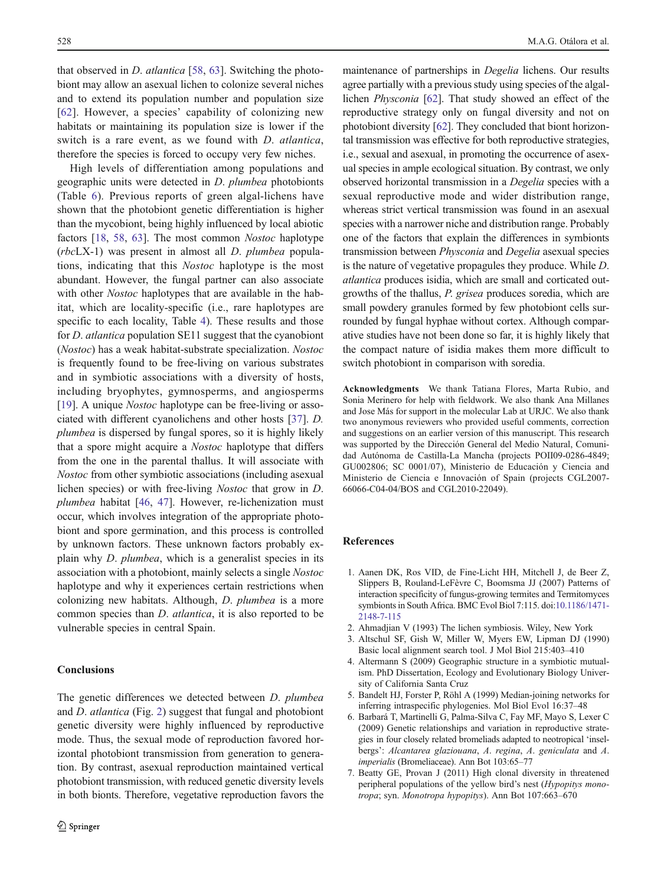that observed in *D. atlantica* [58, 63]. Switching the photobiont may allow an asexual lichen to colonize several niches and to extend its population number and population size [62]. However, a species' capability of colonizing new habitats or maintaining its population size is lower if the switch is a rare event, as we found with *D. atlantica*, therefore the species is forced to occupy very few niches.

High levels of differentiation among populations and geographic units were detected in *D. plumbea* photobionts (Table 6). Previous reports of green algal-lichens have shown that the photobiont genetic differentiation is higher than the mycobiont, being highly influenced by local abiotic factors [18, 58, 63]. The most common *Nostoc* haplotype (*rbc*LX-1) was present in almost all *D. plumbea* populations, indicating that this *Nostoc* haplotype is the most abundant. However, the fungal partner can also associate with other *Nostoc* haplotypes that are available in the habitat, which are locality-specific (i.e., rare haplotypes are specific to each locality, Table 4). These results and those for *D. atlantica* population SE11 suggest that the cyanobiont (*Nostoc*) has a weak habitat-substrate specialization. *Nostoc* is frequently found to be free-living on various substrates and in symbiotic associations with a diversity of hosts, including bryophytes, gymnosperms, and angiosperms [19]. A unique *Nostoc* haplotype can be free-living or associated with different cyanolichens and other hosts [37]. *D. plumbea* is dispersed by fungal spores, so it is highly likely that a spore might acquire a *Nostoc* haplotype that differs from the one in the parental thallus. It will associate with *Nostoc* from other symbiotic associations (including asexual lichen species) or with free-living *Nostoc* that grow in *D. plumbea* habitat [46, 47]. However, re-lichenization must occur, which involves integration of the appropriate photobiont and spore germination, and this process is controlled by unknown factors. These unknown factors probably explain why *D. plumbea*, which is a generalist species in its association with a photobiont, mainly selects a single *Nostoc* haplotype and why it experiences certain restrictions when colonizing new habitats. Although, *D. plumbea* is a more common species than *D. atlantica*, it is also reported to be vulnerable species in central Spain.

## Conclusions

The genetic differences we detected between *D. plumbea* and *D. atlantica* (Fig. 2) suggest that fungal and photobiont genetic diversity were highly influenced by reproductive mode. Thus, the sexual mode of reproduction favored horizontal photobiont transmission from generation to generation. By contrast, asexual reproduction maintained vertical photobiont transmission, with reduced genetic diversity levels in both bionts. Therefore, vegetative reproduction favors the maintenance of partnerships in *Degelia* lichens. Our results agree partially with a previous study using species of the algal-lichen *Physconia* [62]. That study showed an effect of the reproductive strategy only on fungal diversity and not on photobiont diversity [62]. They concluded that biont horizontal transmission was effective for both reproductive strategies, i.e., sexual and asexual, in promoting the occurrence of asexual species in ample ecological situation. By contrast, we only observed horizontal transmission in a *Degelia* species with a sexual reproductive mode and wider distribution range, whereas strict vertical transmission was found in an asexual species with a narrower niche and distribution range. Probably one of the factors that explain the differences in symbionts transmission between *Physconia* and *Degelia* asexual species is the nature of vegetative propagules they produce. While *D. atlantica* produces isidia, which are small and corticated outgrowths of the thallus, *P. grisea* produces soredia, which are small powdery granules formed by few photobiont cells surrounded by fungal hyphae without cortex. Although comparative studies have not been done so far, it is highly likely that the compact nature of isidia makes them more difficult to switch photobiont in comparison with soredia.

**Acknowledgments** We thank Tatiana Flores, Marta Rubio, and Sonia Merinero for help with fieldwork. We also thank Ana Millanes and Jose Más for support in the molecular Lab at URJC. We also thank two anonymous reviewers who provided useful comments, correction and suggestions on an earlier version of this manuscript. This research was supported by the Dirección General del Medio Natural, Comunidad Autónoma de Castilla-La Mancha (projects POII09-0286-4849; GU002806; SC 0001/07), Ministerio de Educación y Ciencia and Ministerio de Ciencia e Innovación of Spain (projects CGL2007-66066-C04-04/BOS and CGL2010-22049).

## References

1. Aanen DK, Ros VID, de Fine-Licht HH, Mitchell J, de Beer Z, Slippers B, Rouland-LeFèvre C, Boomsma JJ (2007) Patterns of interaction specificity of fungus-growing termites and Termitomyces symbionts in South Africa. BMC Evol Biol 7:115. doi:10.1186/1471-2148-7-115
2. Ahmadjian V (1993) The lichen symbiosis. Wiley, New York
3. Altschul SF, Gish W, Miller W, Myers EW, Lipman DJ (1990) Basic local alignment search tool. J Mol Biol 215:403–410
4. Altermann S (2009) Geographic structure in a symbiotic mutualism. PhD Dissertation, Ecology and Evolutionary Biology University of California Santa Cruz
5. Bandelt HJ, Forster P, Röhl A (1999) Median-joining networks for inferring intraspecific phylogenies. Mol Biol Evol 16:37–48
6. Barbará T, Martinelli G, Palma-Silva C, Fay MF, Mayo S, Lexer C (2009) Genetic relationships and variation in reproductive strategies in four closely related bromeliads adapted to neotropical 'inselbergs': *Alcantarea glaziouana*, *A. regina*, *A. geniculata* and *A. imperialis* (Bromeliaceae). Ann Bot 103:65–77
7. Beatty GE, Provan J (2011) High clonal diversity in threatened peripheral populations of the yellow bird's nest (*Hypopitys monotropa*; syn. *Monotropa hypopitys*). Ann Bot 107:663–670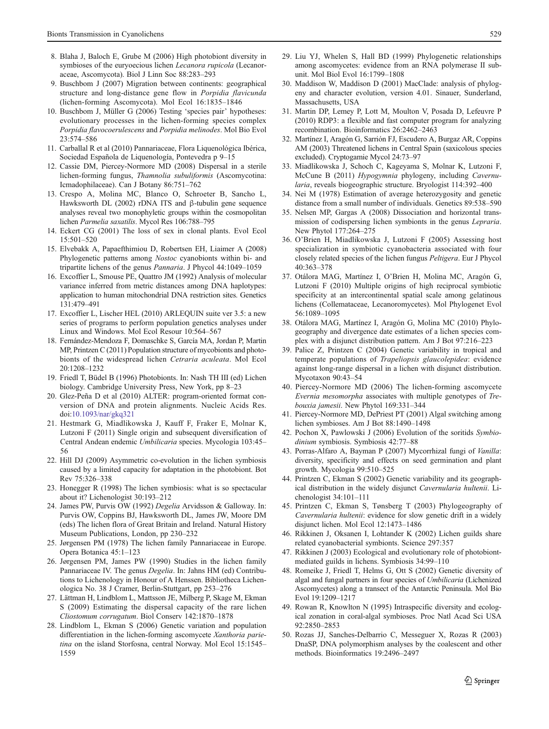8. Blaha J, Baloch E, Grube M (2006) High photobiont diversity in symbioses of the euryoecious lichen *Lecanora rupicola* (Lecanoraceae, Ascomycota). Biol J Linn Soc 88:283–293
9. Buschbom J (2007) Migration between continents: geographical structure and long-distance gene flow in *Porpidia flavicunda* (lichen-forming Ascomycota). Mol Ecol 16:1835–1846
10. Buschbom J, Müller G (2006) Testing 'species pair' hypotheses: evolutionary processes in the lichen-forming species complex *Porpidia flavocoerulescens* and *Porpidia melinodes*. Mol Bio Evol 23:574–586
11. Carballal R et al (2010) Pannariaceae, Flora Liquenológica Ibérica, Sociedad Española de Liquenología, Pontevedra p 9–15
12. Cassie DM, Piercey-Normore MD (2008) Dispersal in a sterile lichen-forming fungus, *Thamnolia subuliformis* (Ascomycotina: Icmadophilaceae). Can J Botany 86:751–762
13. Crespo A, Molina MC, Blanco O, Schroeter B, Sancho L, Hawksworth DL (2002) rDNA ITS and β-tubulin gene sequence analyses reveal two monophyletic groups within the cosmopolitan lichen *Parmelia saxatilis*. Mycol Res 106:788–795
14. Eckert CG (2001) The loss of sex in clonal plants. Evol Ecol 15:501–520
15. Elvebakk A, Papaefthimiou D, Robertsen EH, Liaimer A (2008) Phylogenetic patterns among *Nostoc* cyanobionts within bi- and tripartite lichens of the genus *Pannaria*. J Phycol 44:1049–1059
16. Excoffier L, Smouse PE, Quattro JM (1992) Analysis of molecular variance inferred from metric distances among DNA haplotypes: application to human mitochondrial DNA restriction sites. Genetics 131:479–491
17. Excoffier L, Lischer HEL (2010) ARLEQUIN suite ver 3.5: a new series of programs to perform population genetics analyses under Linux and Windows. Mol Ecol Resour 10:564–567
18. Fernández-Mendoza F, Domaschke S, García MA, Jordan P, Martin MP, Printzen C (2011) Population structure of mycobionts and photobionts of the widespread lichen *Cetraria aculeata*. Mol Ecol 20:1208–1232
19. Friedl T, Büdel B (1996) Photobionts. In: Nash TH III (ed) Lichen biology. Cambridge University Press, New York, pp 8–23
20. Glez-Peña D et al (2010) ALTER: program-oriented format conversion of DNA and protein alignments. Nucleic Acids Res. doi:10.1093/nar/gkq321
21. Hestmark G, Miadlikowska J, Kauff F, Fraker E, Molnar K, Lutzoni F (2011) Single origin and subsequent diversification of Central Andean endemic *Umbilicaria* species. Mycologia 103:45–56
22. Hill DJ (2009) Asymmetric co-evolution in the lichen symbiosis caused by a limited capacity for adaptation in the photobiont. Bot Rev 75:326–338
23. Honegger R (1998) The lichen symbiosis: what is so spectacular about it? Lichenologist 30:193–212
24. James PW, Purvis OW (1992) *Degelia* Arvidsson & Galloway. In: Purvis OW, Coppins BJ, Hawksworth DL, James JW, Moore DM (eds) The lichen flora of Great Britain and Ireland. Natural History Museum Publications, London, pp 230–232
25. Jørgensen PM (1978) The lichen family Pannariaceae in Europe. Opera Botanica 45:1–123
26. Jørgensen PM, James PW (1990) Studies in the lichen family Pannariaceae IV. The genus *Degelia*. In: Jahns HM (ed) Contributions to Lichenology in Honour of A Henssen. Bibliotheca Lichenologica No. 38 J Cramer, Berlin-Stuttgart, pp 253–276
27. Lättman H, Lindblom L, Mattsson JE, Milberg P, Skage M, Ekman S (2009) Estimating the dispersal capacity of the rare lichen *Cliostomum corrugatum*. Biol Conserv 142:1870–1878
28. Lindblom L, Ekman S (2006) Genetic variation and population differentiation in the lichen-forming ascomycete *Xanthoria parietina* on the island Storfosna, central Norway. Mol Ecol 15:1545–1559
29. Liu YJ, Whelen S, Hall BD (1999) Phylogenetic relationships among ascomycetes: evidence from an RNA polymerase II subunit. Mol Biol Evol 16:1799–1808
30. Maddison W, Maddison D (2001) MacClade: analysis of phylogeny and character evolution, version 4.01. Sinauer, Sunderland, Massachusetts, USA
31. Martin DP, Lemey P, Lott M, Moulton V, Posada D, Lefeuvre P (2010) RDP3: a flexible and fast computer program for analyzing recombination. Bioinformatics 26:2462–2463
32. Martínez I, Aragón G, Sarrión FJ, Escudero A, Burgaz AR, Coppins AM (2003) Threatened lichens in Central Spain (saxicolous species excluded). Cryptogamie Mycol 24:73–97
33. Miadlikowska J, Schoch C, Kageyama S, Molnar K, Lutzoni F, McCune B (2011) *Hypogymnia* phylogeny, including *Cavernularia*, reveals biogeographic structure. Bryologist 114:392–400
34. Nei M (1978) Estimation of average heterozygosity and genetic distance from a small number of individuals. Genetics 89:538–590
35. Nelsen MP, Gargas A (2008) Dissociation and horizontal transmission of codispersing lichen symbionts in the genus *Lepraria*. New Phytol 177:264–275
36. O'Brien H, Miadlikowska J, Lutzoni F (2005) Assessing host specialization in symbiotic cyanobacteria associated with four closely related species of the lichen fungus *Peltigera*. Eur J Phycol 40:363–378
37. Otálora MAG, Martínez I, O'Brien H, Molina MC, Aragón G, Lutzoni F (2010) Multiple origins of high reciprocal symbiotic specificity at an intercontinental spatial scale among gelatinous lichens (Collemataceae, Lecanoromycetes). Mol Phylogenet Evol 56:1089–1095
38. Otálora MAG, Martínez I, Aragón G, Molina MC (2010) Phylogeography and divergence date estimates of a lichen species complex with a disjunct distribution pattern. Am J Bot 97:216–223
39. Palice Z, Printzen C (2004) Genetic variability in tropical and temperate populations of *Trapeliopsis glaucolepidea*: evidence against long-range dispersal in a lichen with disjunct distribution. Mycotaxon 90:43–54
40. Piercey-Normore MD (2006) The lichen-forming ascomycete *Evernia mesomorpha* associates with multiple genotypes of *Trebouxia jamesii*. New Phytol 169:331–344
41. Piercey-Normore MD, DePriest PT (2001) Algal switching among lichen symbioses. Am J Bot 88:1490–1498
42. Pochon X, Pawlowski J (2006) Evolution of the soritids *Symbiodinium* symbiosis. Symbiosis 42:77–88
43. Porras-Alfaro A, Bayman P (2007) Mycorrhizal fungi of *Vanilla*: diversity, specificity and effects on seed germination and plant growth. Mycologia 99:510–525
44. Printzen C, Ekman S (2002) Genetic variability and its geographical distribution in the widely disjunct *Cavernularia hultenii*. Lichenologist 34:101–111
45. Printzen C, Ekman S, Tønsberg T (2003) Phylogeography of *Cavernularia hultenii*: evidence for slow genetic drift in a widely disjunct lichen. Mol Ecol 12:1473–1486
46. Rikkinen J, Oksanen I, Lohtander K (2002) Lichen guilds share related cyanobacterial symbionts. Science 297:357
47. Rikkinen J (2003) Ecological and evolutionary role of photobiont-mediated guilds in lichens. Symbiosis 34:99–110
48. Romeike J, Friedl T, Helms G, Ott S (2002) Genetic diversity of algal and fungal partners in four species of *Umbilicaria* (Lichenized Ascomycetes) along a transect of the Antarctic Peninsula. Mol Bio Evol 19:1209–1217
49. Rowan R, Knowlton N (1995) Intraspecific diversity and ecological zonation in coral-algal symbioses. Proc Natl Acad Sci USA 92:2850–2853
50. Rozas JJ, Sanches-Delbarrio C, Messeguer X, Rozas R (2003) DnaSP, DNA polymorphism analyses by the coalescent and other methods. Bioinformatics 19:2496–2497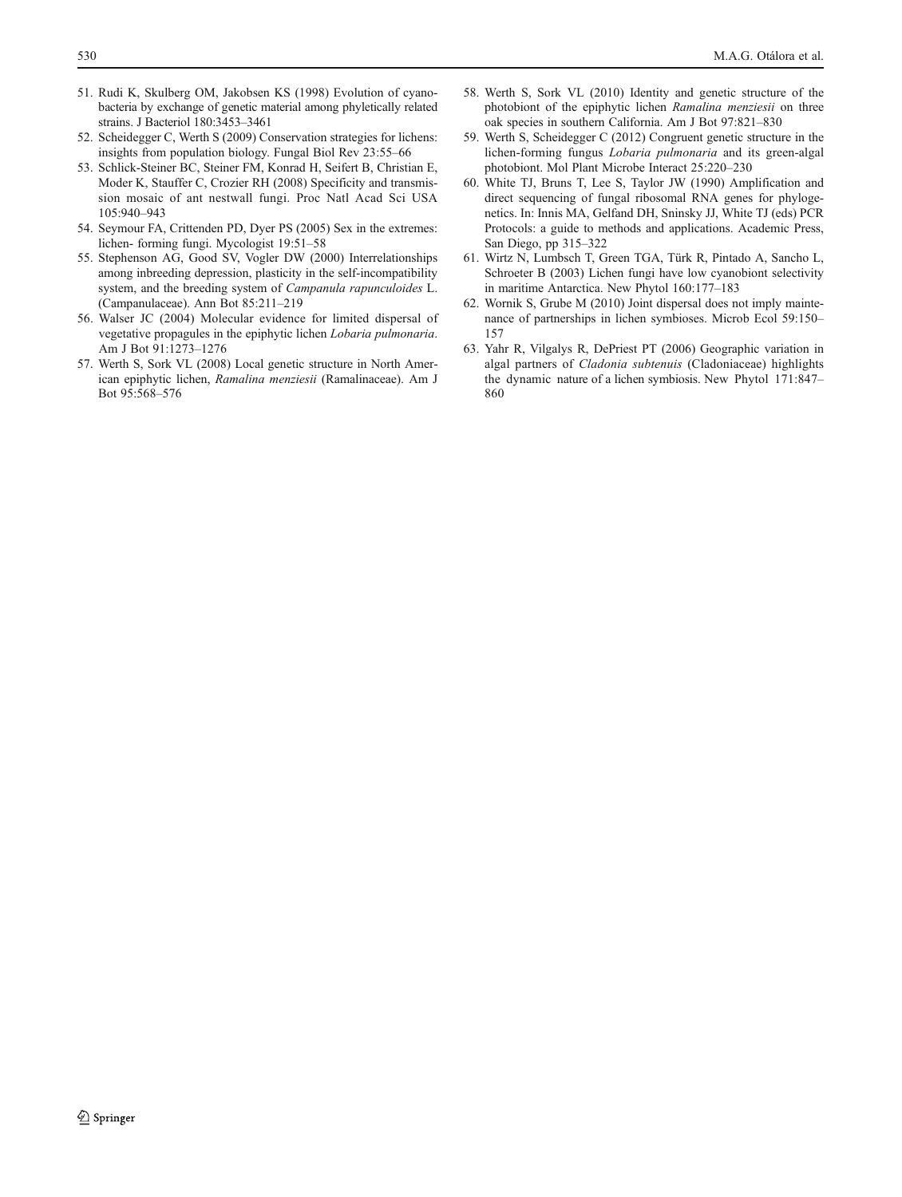51. Rudi K, Skulberg OM, Jakobsen KS (1998) Evolution of cyanobacteria by exchange of genetic material among phyletically related strains. J Bacteriol 180:3453–3461
52. Scheidegger C, Werth S (2009) Conservation strategies for lichens: insights from population biology. Fungal Biol Rev 23:55–66
53. Schlick-Steiner BC, Steiner FM, Konrad H, Seifert B, Christian E, Moder K, Stauffer C, Crozier RH (2008) Specificity and transmission mosaic of ant nestwall fungi. Proc Natl Acad Sci USA 105:940–943
54. Seymour FA, Crittenden PD, Dyer PS (2005) Sex in the extremes: lichen- forming fungi. Mycologist 19:51–58
55. Stephenson AG, Good SV, Vogler DW (2000) Interrelationships among inbreeding depression, plasticity in the self-incompatibility system, and the breeding system of *Campanula rapunculoides* L. (Campanulaceae). Ann Bot 85:211–219
56. Walser JC (2004) Molecular evidence for limited dispersal of vegetative propagules in the epiphytic lichen *Lobaria pulmonaria*. Am J Bot 91:1273–1276
57. Werth S, Sork VL (2008) Local genetic structure in North American epiphytic lichen, *Ramalina menziesii* (Ramalinaceae). Am J Bot 95:568–576
58. Werth S, Sork VL (2010) Identity and genetic structure of the photobiont of the epiphytic lichen *Ramalina menziesii* on three oak species in southern California. Am J Bot 97:821–830
59. Werth S, Scheidegger C (2012) Congruent genetic structure in the lichen-forming fungus *Lobaria pulmonaria* and its green-algal photobiont. Mol Plant Microbe Interact 25:220–230
60. White TJ, Bruns T, Lee S, Taylor JW (1990) Amplification and direct sequencing of fungal ribosomal RNA genes for phylogenetics. In: Innis MA, Gelfand DH, Sninsky JJ, White TJ (eds) PCR Protocols: a guide to methods and applications. Academic Press, San Diego, pp 315–322
61. Wirtz N, Lumbsch T, Green TGA, Türk R, Pintado A, Sancho L, Schroeter B (2003) Lichen fungi have low cyanobiont selectivity in maritime Antarctica. New Phytol 160:177–183
62. Wornik S, Grube M (2010) Joint dispersal does not imply maintenance of partnerships in lichen symbioses. Microb Ecol 59:150–157
63. Yahr R, Vilgalys R, DePriest PT (2006) Geographic variation in algal partners of *Cladonia subtenuis* (Cladoniaceae) highlights the dynamic nature of a lichen symbiosis. New Phytol 171:847–860